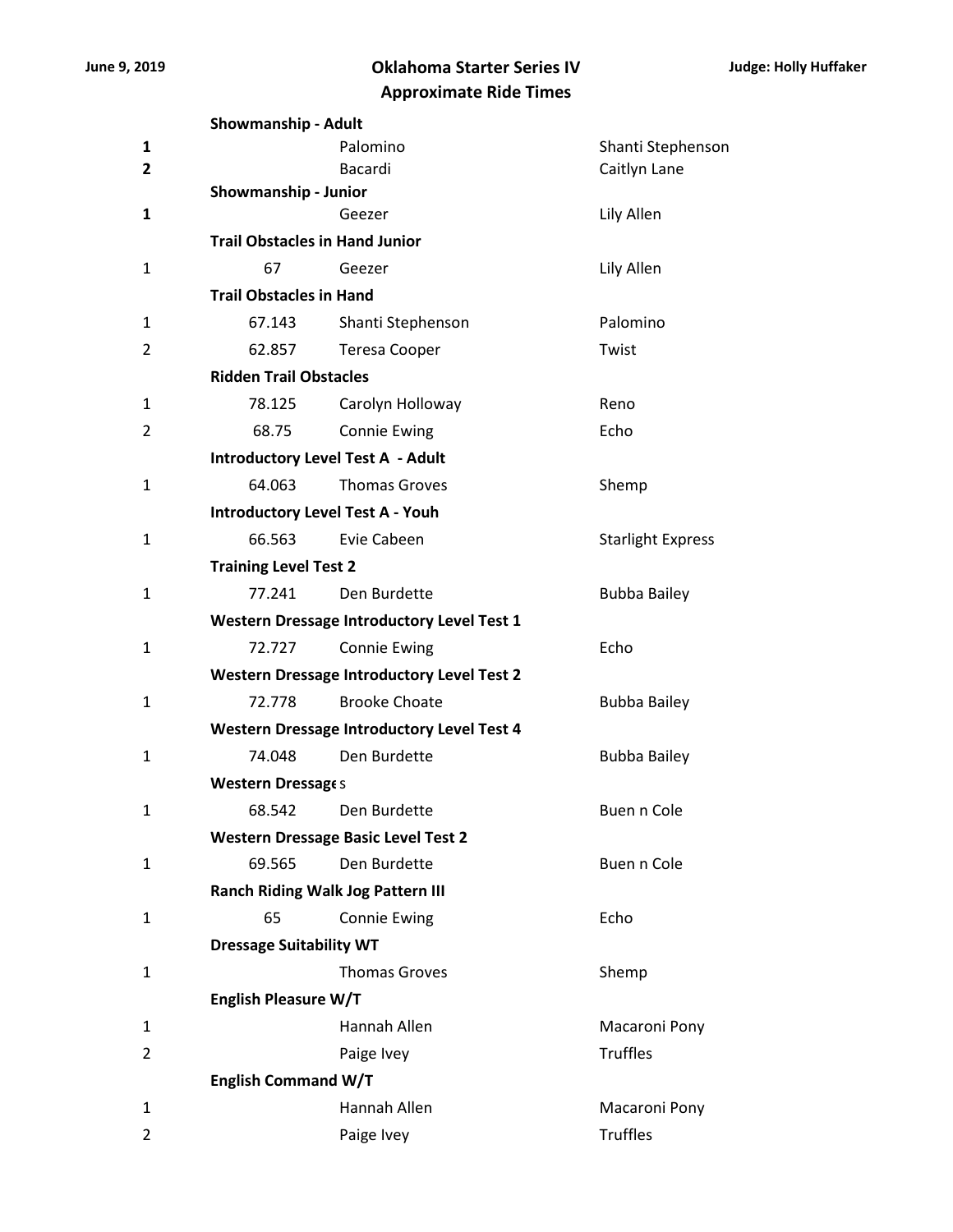June 9, 2019

# Oklahoma Starter Series IV
## Approximate Ride Times

Judge: Holly Huffaker

| | | | |
|---|---|---|---|
| | **Showmanship - Adult** | | |
| **1** | | Palomino | Shanti Stephenson |
| **2** | | Bacardi | Caitlyn Lane |
| | **Showmanship - Junior** | | |
| **1** | | Geezer | Lily Allen |
| | **Trail Obstacles in Hand Junior** | | |
| 1 | 67 | Geezer | Lily Allen |
| | **Trail Obstacles in Hand** | | |
| 1 | 67.143 | Shanti Stephenson | Palomino |
| 2 | 62.857 | Teresa Cooper | Twist |
| | **Ridden Trail Obstacles** | | |
| 1 | 78.125 | Carolyn Holloway | Reno |
| 2 | 68.75 | Connie Ewing | Echo |
| | **Introductory Level Test A - Adult** | | |
| 1 | 64.063 | Thomas Groves | Shemp |
| | **Introductory Level Test A - Youh** | | |
| 1 | 66.563 | Evie Cabeen | Starlight Express |
| | **Training Level Test 2** | | |
| 1 | 77.241 | Den Burdette | Bubba Bailey |
| | **Western Dressage Introductory Level Test 1** | | |
| 1 | 72.727 | Connie Ewing | Echo |
| | **Western Dressage Introductory Level Test 2** | | |
| 1 | 72.778 | Brooke Choate | Bubba Bailey |
| | **Western Dressage Introductory Level Test 4** | | |
| 1 | 74.048 | Den Burdette | Bubba Bailey |
| | **Western Dressage**s | | |
| 1 | 68.542 | Den Burdette | Buen n Cole |
| | **Western Dressage Basic Level Test 2** | | |
| 1 | 69.565 | Den Burdette | Buen n Cole |
| | **Ranch Riding Walk Jog Pattern III** | | |
| 1 | 65 | Connie Ewing | Echo |
| | **Dressage Suitability WT** | | |
| 1 | | Thomas Groves | Shemp |
| | **English Pleasure W/T** | | |
| 1 | | Hannah Allen | Macaroni Pony |
| 2 | | Paige Ivey | Truffles |
| | **English Command W/T** | | |
| 1 | | Hannah Allen | Macaroni Pony |
| 2 | | Paige Ivey | Truffles |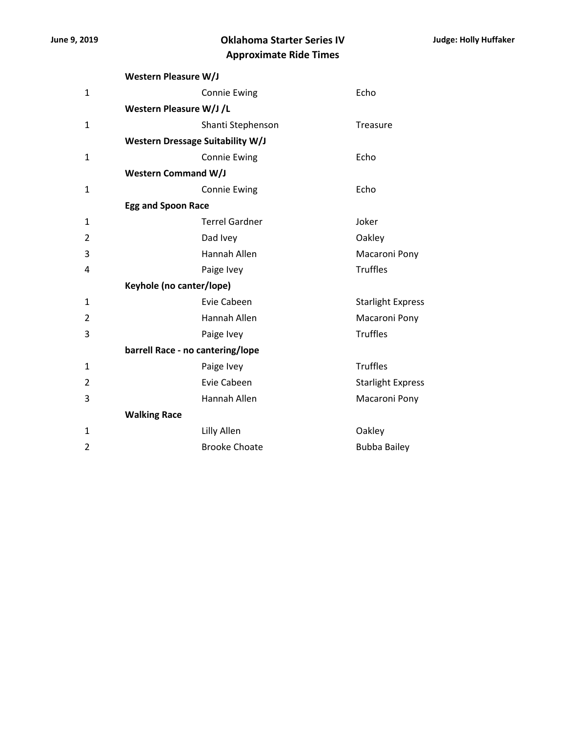June 9, 2019

# Oklahoma Starter Series IV
## Approximate Ride Times

Judge: Holly Huffaker

**Western Pleasure W/J**

| | | |
|---|---|---|
| 1 | Connie Ewing | Echo |

**Western Pleasure W/J /L**

| | | |
|---|---|---|
| 1 | Shanti Stephenson | Treasure |

**Western Dressage Suitability W/J**

| | | |
|---|---|---|
| 1 | Connie Ewing | Echo |

**Western Command W/J**

| | | |
|---|---|---|
| 1 | Connie Ewing | Echo |

**Egg and Spoon Race**

| | | |
|---|---|---|
| 1 | Terrel Gardner | Joker |
| 2 | Dad Ivey | Oakley |
| 3 | Hannah Allen | Macaroni Pony |
| 4 | Paige Ivey | Truffles |

**Keyhole (no canter/lope)**

| | | |
|---|---|---|
| 1 | Evie Cabeen | Starlight Express |
| 2 | Hannah Allen | Macaroni Pony |
| 3 | Paige Ivey | Truffles |

**barrell Race - no cantering/lope**

| | | |
|---|---|---|
| 1 | Paige Ivey | Truffles |
| 2 | Evie Cabeen | Starlight Express |
| 3 | Hannah Allen | Macaroni Pony |

**Walking Race**

| | | |
|---|---|---|
| 1 | Lilly Allen | Oakley |
| 2 | Brooke Choate | Bubba Bailey |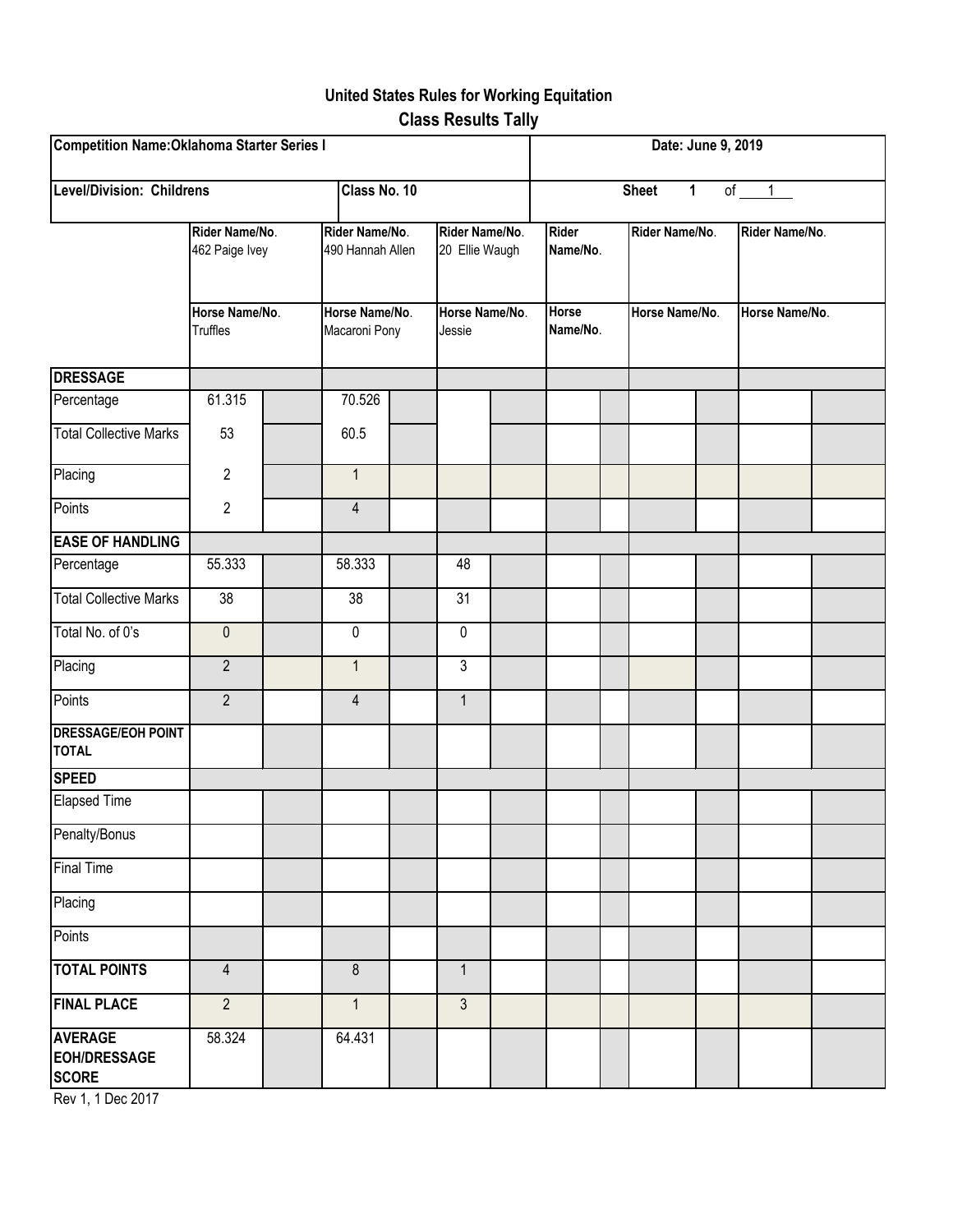# United States Rules for Working Equitation

## Class Results Tally

| Competition Name: Oklahoma Starter Series I | | | Date: June 9, 2019 | | |
|---|---|---|---|---|---|
| Level/Division: Childrens | Class No. 10 | | Sheet 1 of 1 | | |

| | Rider Name/No. 462 Paige Ivey | | Rider Name/No. 490 Hannah Allen | | Rider Name/No. 20 Ellie Waugh | | Rider Name/No. | | Rider Name/No. | | Rider Name/No. | |
|---|---|---|---|---|---|---|---|---|---|---|---|---|
| | Horse Name/No. Truffles | | Horse Name/No. Macaroni Pony | | Horse Name/No. Jessie | | Horse Name/No. | | Horse Name/No. | | Horse Name/No. | |
| **DRESSAGE** | | | | | | | | | | | | |
| Percentage | 61.315 | | 70.526 | | | | | | | | | |
| Total Collective Marks | 53 | | 60.5 | | | | | | | | | |
| Placing | 2 | | 1 | | | | | | | | | |
| Points | 2 | | 4 | | | | | | | | | |
| **EASE OF HANDLING** | | | | | | | | | | | | |
| Percentage | 55.333 | | 58.333 | | 48 | | | | | | | |
| Total Collective Marks | 38 | | 38 | | 31 | | | | | | | |
| Total No. of 0's | 0 | | 0 | | 0 | | | | | | | |
| Placing | 2 | | 1 | | 3 | | | | | | | |
| Points | 2 | | 4 | | 1 | | | | | | | |
| **DRESSAGE/EOH POINT TOTAL** | | | | | | | | | | | | |
| **SPEED** | | | | | | | | | | | | |
| Elapsed Time | | | | | | | | | | | | |
| Penalty/Bonus | | | | | | | | | | | | |
| Final Time | | | | | | | | | | | | |
| Placing | | | | | | | | | | | | |
| Points | | | | | | | | | | | | |
| **TOTAL POINTS** | 4 | | 8 | | 1 | | | | | | | |
| **FINAL PLACE** | 2 | | 1 | | 3 | | | | | | | |
| **AVERAGE EOH/DRESSAGE SCORE** | 58.324 | | 64.431 | | | | | | | | | |

Rev 1, 1 Dec 2017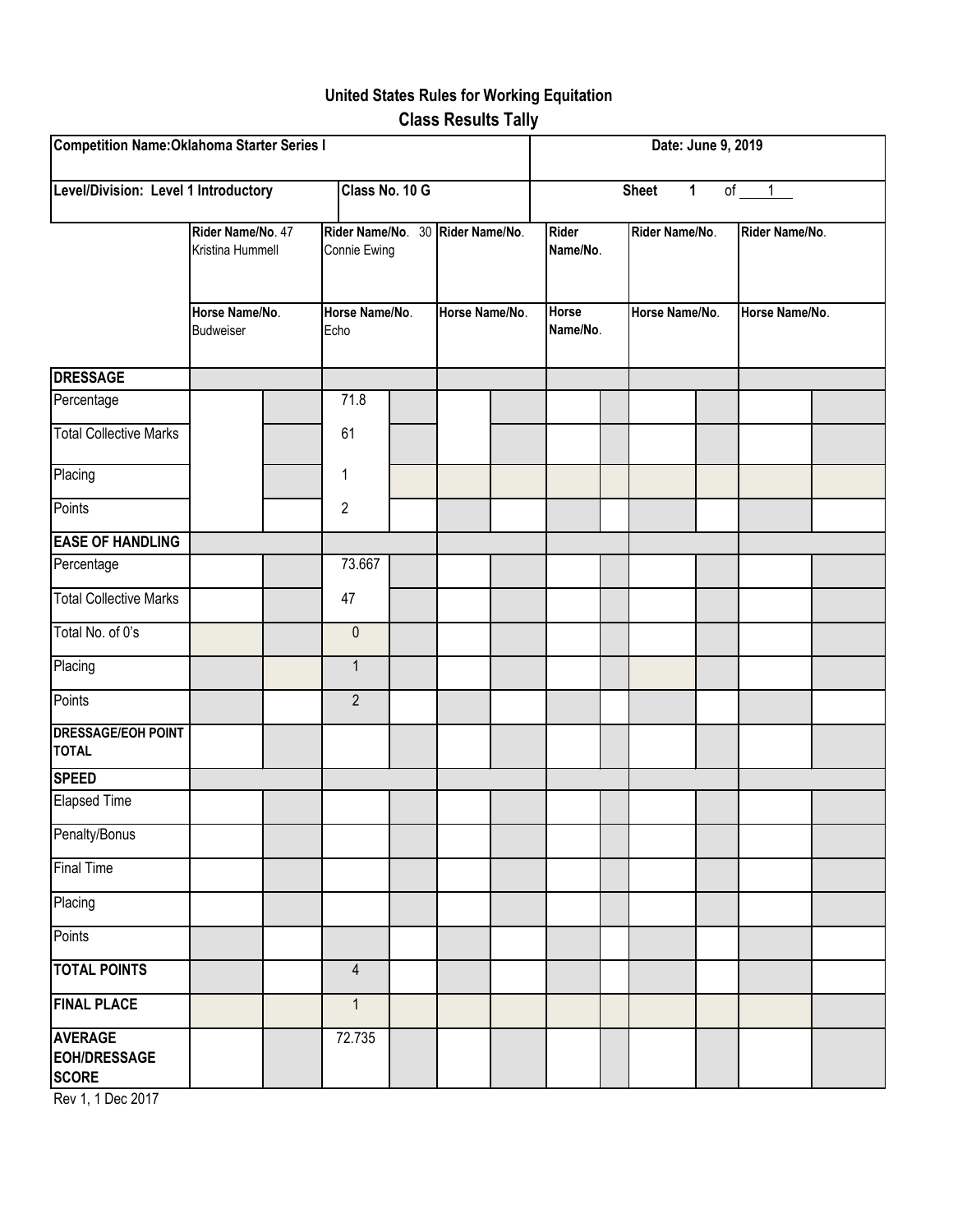# United States Rules for Working Equitation

## Class Results Tally

| Competition Name: Oklahoma Starter Series I | | Date: June 9, 2019 |
|---|---|---|
| Level/Division: Level 1 Introductory | Class No. 10 G | Sheet 1 of 1 |

| | Rider Name/No. 47 Kristina Hummell | | Rider Name/No. 30 Connie Ewing | | Rider Name/No. | | Rider Name/No. | | Rider Name/No. | | Rider Name/No. | |
|---|---|---|---|---|---|---|---|---|---|---|---|---|
| | Horse Name/No. Budweiser | | Horse Name/No. Echo | | Horse Name/No. | | Horse Name/No. | | Horse Name/No. | | Horse Name/No. | |
| **DRESSAGE** | | | | | | | | | | | | |
| Percentage | | | 71.8 | | | | | | | | | |
| Total Collective Marks | | | 61 | | | | | | | | | |
| Placing | | | 1 | | | | | | | | | |
| Points | | | 2 | | | | | | | | | |
| **EASE OF HANDLING** | | | | | | | | | | | | |
| Percentage | | | 73.667 | | | | | | | | | |
| Total Collective Marks | | | 47 | | | | | | | | | |
| Total No. of 0's | | | 0 | | | | | | | | | |
| Placing | | | 1 | | | | | | | | | |
| Points | | | 2 | | | | | | | | | |
| **DRESSAGE/EOH POINT TOTAL** | | | | | | | | | | | | |
| **SPEED** | | | | | | | | | | | | |
| Elapsed Time | | | | | | | | | | | | |
| Penalty/Bonus | | | | | | | | | | | | |
| Final Time | | | | | | | | | | | | |
| Placing | | | | | | | | | | | | |
| Points | | | | | | | | | | | | |
| **TOTAL POINTS** | | | 4 | | | | | | | | | |
| **FINAL PLACE** | | | 1 | | | | | | | | | |
| **AVERAGE EOH/DRESSAGE SCORE** | | | 72.735 | | | | | | | | | |

Rev 1, 1 Dec 2017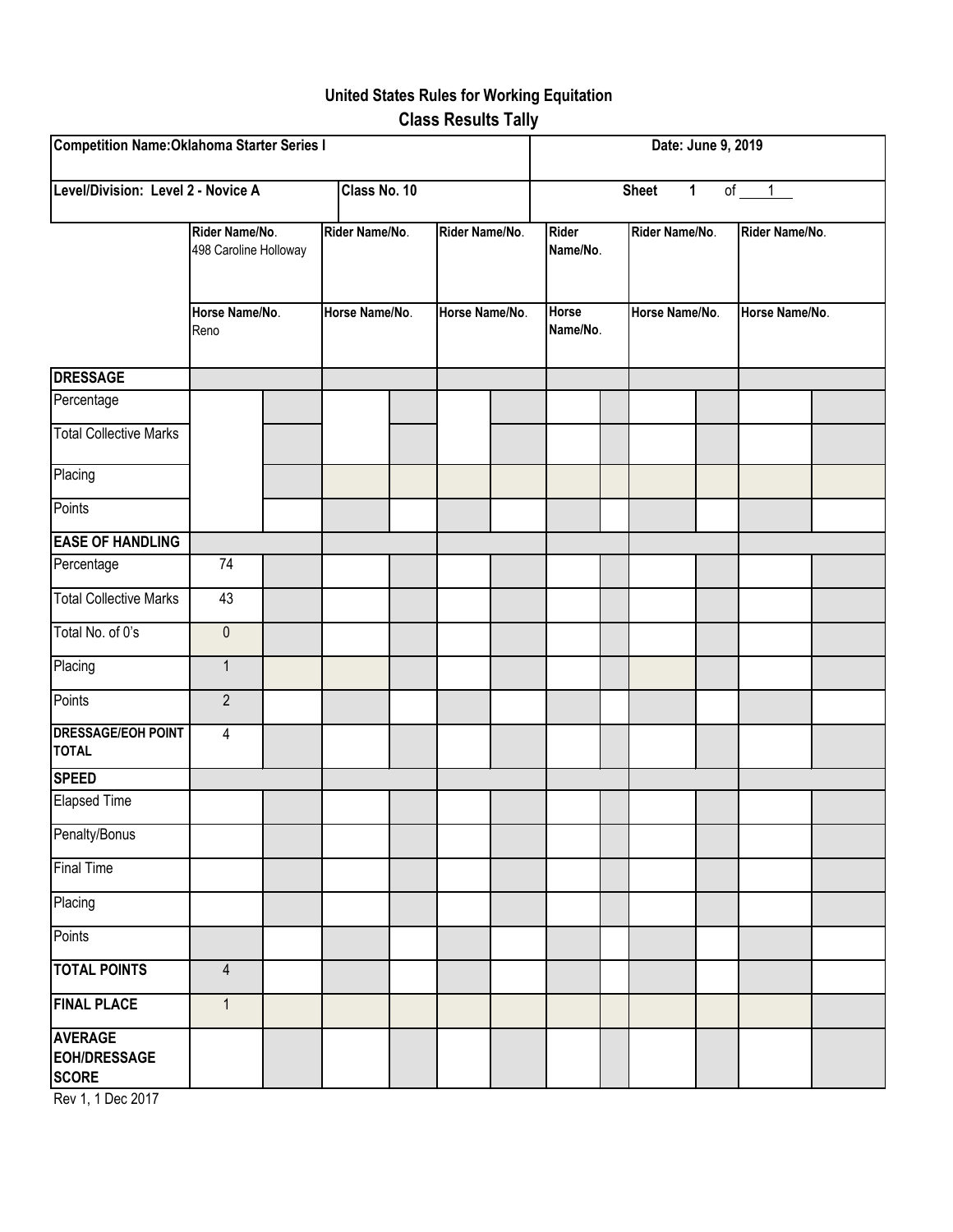# United States Rules for Working Equitation

## Class Results Tally

| Competition Name: Oklahoma Starter Series I | | | Date: June 9, 2019 | | |
|---|---|---|---|---|---|
| **Level/Division: Level 2 - Novice A** | | **Class No. 10** | **Sheet 1 of 1** | | |

| | Rider Name/No. 498 Caroline Holloway | | Rider Name/No. | | Rider Name/No. | | Rider Name/No. | | Rider Name/No. | | Rider Name/No. | |
|---|---|---|---|---|---|---|---|---|---|---|---|---|
| | **Horse Name/No.** Reno | | **Horse Name/No.** | | **Horse Name/No.** | | **Horse Name/No.** | | **Horse Name/No.** | | **Horse Name/No.** | |
| **DRESSAGE** | | | | | | | | | | | | |
| Percentage | | | | | | | | | | | | |
| Total Collective Marks | | | | | | | | | | | | |
| Placing | | | | | | | | | | | | |
| Points | | | | | | | | | | | | |
| **EASE OF HANDLING** | | | | | | | | | | | | |
| Percentage | 74 | | | | | | | | | | | |
| Total Collective Marks | 43 | | | | | | | | | | | |
| Total No. of 0's | 0 | | | | | | | | | | | |
| Placing | 1 | | | | | | | | | | | |
| Points | 2 | | | | | | | | | | | |
| **DRESSAGE/EOH POINT TOTAL** | 4 | | | | | | | | | | | |
| **SPEED** | | | | | | | | | | | | |
| Elapsed Time | | | | | | | | | | | | |
| Penalty/Bonus | | | | | | | | | | | | |
| Final Time | | | | | | | | | | | | |
| Placing | | | | | | | | | | | | |
| Points | | | | | | | | | | | | |
| **TOTAL POINTS** | 4 | | | | | | | | | | | |
| **FINAL PLACE** | 1 | | | | | | | | | | | |
| **AVERAGE EOH/DRESSAGE SCORE** | | | | | | | | | | | | |

Rev 1, 1 Dec 2017